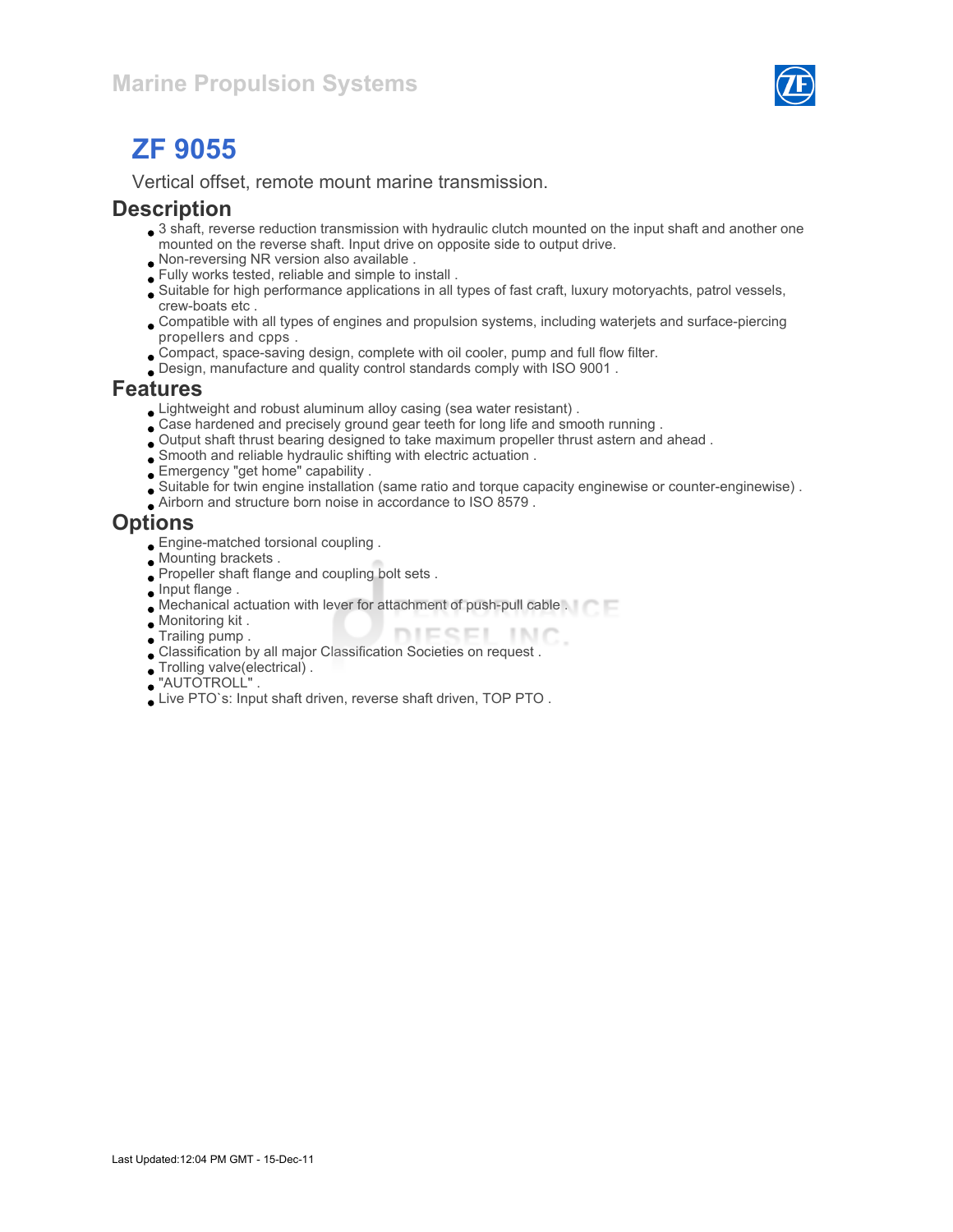Marine Propulsion Systems

# ZF 9055

Vertical offset, remote mount marine transmission.

## Description

- 3 shaft, reverse reduction transmission with hydraulic clutch mounted on the input shaft and another one mounted on the reverse shaft. Input drive on opposite side to output drive.
- Non-reversing NR version also available .
- Fully works tested, reliable and simple to install .
- Suitable for high performance applications in all types of fast craft, luxury motoryachts, patrol vessels, crew-boats etc .
- Compatible with all types of engines and propulsion systems, including waterjets and surface-piercing propellers and cpps .
- Compact, space-saving design, complete with oil cooler, pump and full flow filter.
- Design, manufacture and quality control standards comply with ISO 9001 .

## Features

- Lightweight and robust aluminum alloy casing (sea water resistant) .
- Case hardened and precisely ground gear teeth for long life and smooth running .
- Output shaft thrust bearing designed to take maximum propeller thrust astern and ahead .
- Smooth and reliable hydraulic shifting with electric actuation .
- Emergency "get home" capability .
- Suitable for twin engine installation (same ratio and torque capacity enginewise or counter-enginewise) .
- Airborn and structure born noise in accordance to ISO 8579 .

## Options

- Engine-matched torsional coupling .
- Mounting brackets .
- Propeller shaft flange and coupling bolt sets .
- Input flange .
- Mechanical actuation with lever for attachment of push-pull cable .
- Monitoring kit .
- Trailing pump .
- Classification by all major Classification Societies on request .
- Trolling valve(electrical) .
- "AUTOTROLL" .
- Live PTO`s: Input shaft driven, reverse shaft driven, TOP PTO .

Last Updated:12:04 PM GMT - 15-Dec-11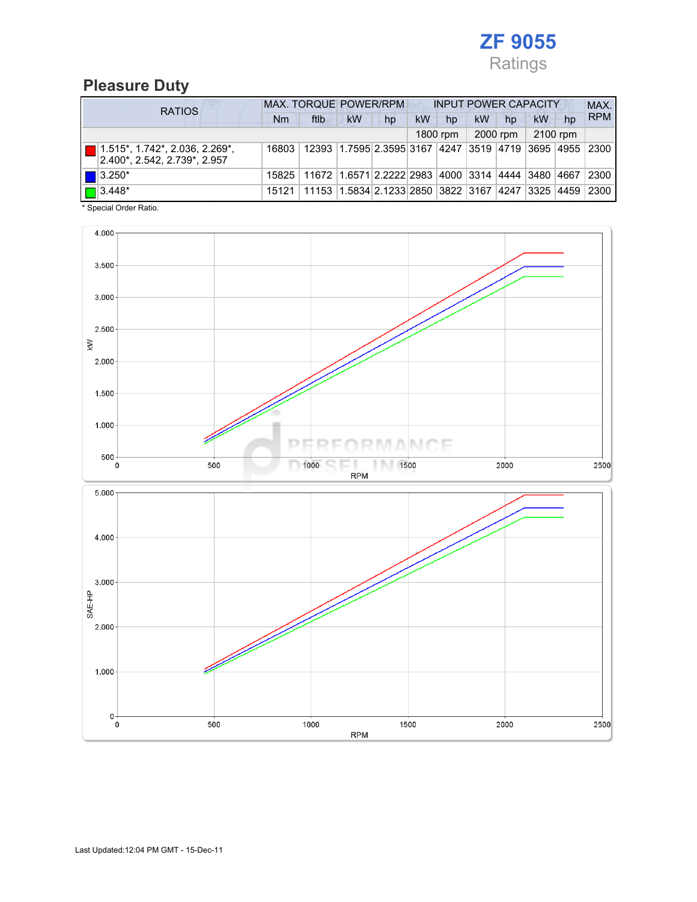# ZF 9055

Ratings

## Pleasure Duty

| RATIOS | MAX. TORQUE | | POWER/RPM | | INPUT POWER CAPACITY | | | | | | MAX. RPM |
|---|---|---|---|---|---|---|---|---|---|---|---|
| | Nm | ftlb | kW | hp | kW | hp | kW | hp | kW | hp | |
| | | | | | 1800 rpm | | 2000 rpm | | 2100 rpm | | |
| 1.515*, 1.742*, 2.036, 2.269*, 2.400*, 2.542, 2.739*, 2.957 | 16803 | 12393 | 1.7595 | 2.3595 | 3167 | 4247 | 3519 | 4719 | 3695 | 4955 | 2300 |
| 3.250* | 15825 | 11672 | 1.6571 | 2.2222 | 2983 | 4000 | 3314 | 4444 | 3480 | 4667 | 2300 |
| 3.448* | 15121 | 11153 | 1.5834 | 2.1233 | 2850 | 3822 | 3167 | 4247 | 3325 | 4459 | 2300 |

* Special Order Ratio.

Last Updated:12:04 PM GMT - 15-Dec-11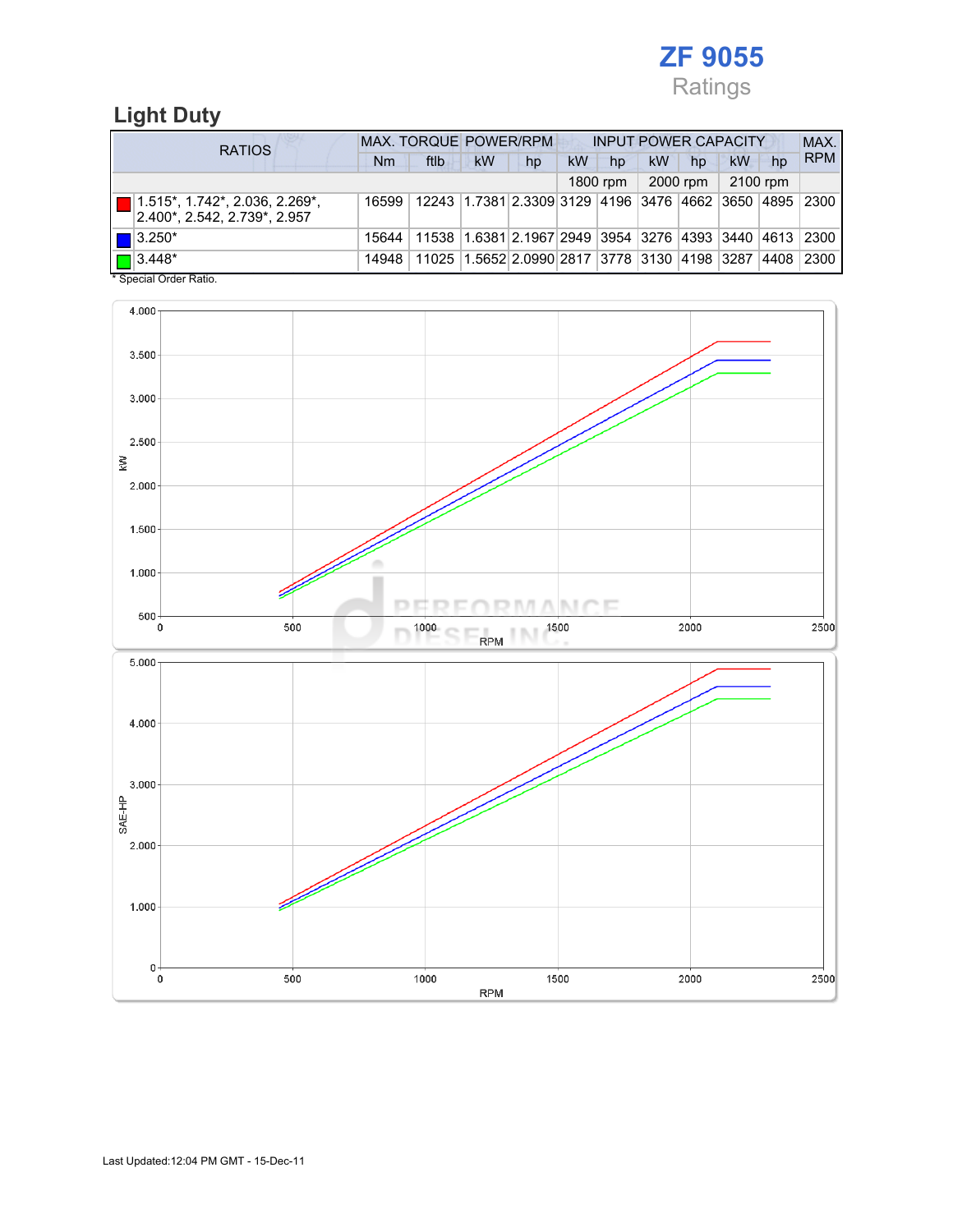# ZF 9055

Ratings

## Light Duty

| RATIOS | MAX. TORQUE | | POWER/RPM | | INPUT POWER CAPACITY | | | | | | MAX. RPM |
|---|---|---|---|---|---|---|---|---|---|---|---|
| | Nm | ftlb | kW | hp | kW | hp | kW | hp | kW | hp | |
| | | | | | 1800 rpm | | 2000 rpm | | 2100 rpm | | |
| 1.515*, 1.742*, 2.036, 2.269*, 2.400*, 2.542, 2.739*, 2.957 | 16599 | 12243 | 1.7381 | 2.3309 | 3129 | 4196 | 3476 | 4662 | 3650 | 4895 | 2300 |
| 3.250* | 15644 | 11538 | 1.6381 | 2.1967 | 2949 | 3954 | 3276 | 4393 | 3440 | 4613 | 2300 |
| 3.448* | 14948 | 11025 | 1.5652 | 2.0990 | 2817 | 3778 | 3130 | 4198 | 3287 | 4408 | 2300 |

* Special Order Ratio.

Last Updated:12:04 PM GMT - 15-Dec-11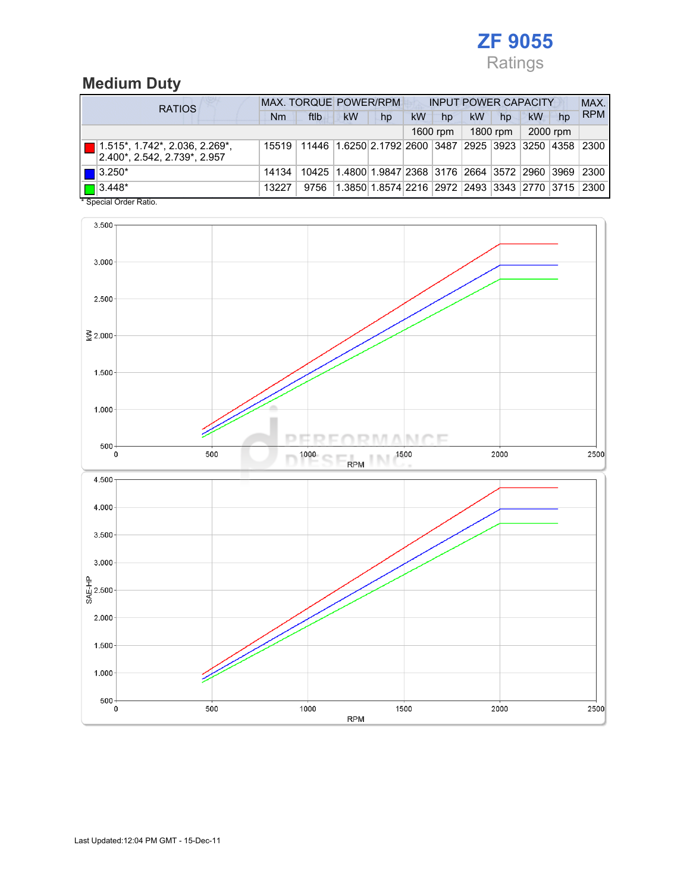# ZF 9055

Ratings

## Medium Duty

| RATIOS | MAX. TORQUE | | POWER/RPM | | INPUT POWER CAPACITY | | | | | | MAX. RPM |
|---|---|---|---|---|---|---|---|---|---|---|---|
| | Nm | ftlb | kW | hp | kW | hp | kW | hp | kW | hp | |
| | | | | | 1600 rpm | | 1800 rpm | | 2000 rpm | | |
| 1.515*, 1.742*, 2.036, 2.269*, 2.400*, 2.542, 2.739*, 2.957 | 15519 | 11446 | 1.6250 | 2.1792 | 2600 | 3487 | 2925 | 3923 | 3250 | 4358 | 2300 |
| 3.250* | 14134 | 10425 | 1.4800 | 1.9847 | 2368 | 3176 | 2664 | 3572 | 2960 | 3969 | 2300 |
| 3.448* | 13227 | 9756 | 1.3850 | 1.8574 | 2216 | 2972 | 2493 | 3343 | 2770 | 3715 | 2300 |

* Special Order Ratio.

Last Updated:12:04 PM GMT - 15-Dec-11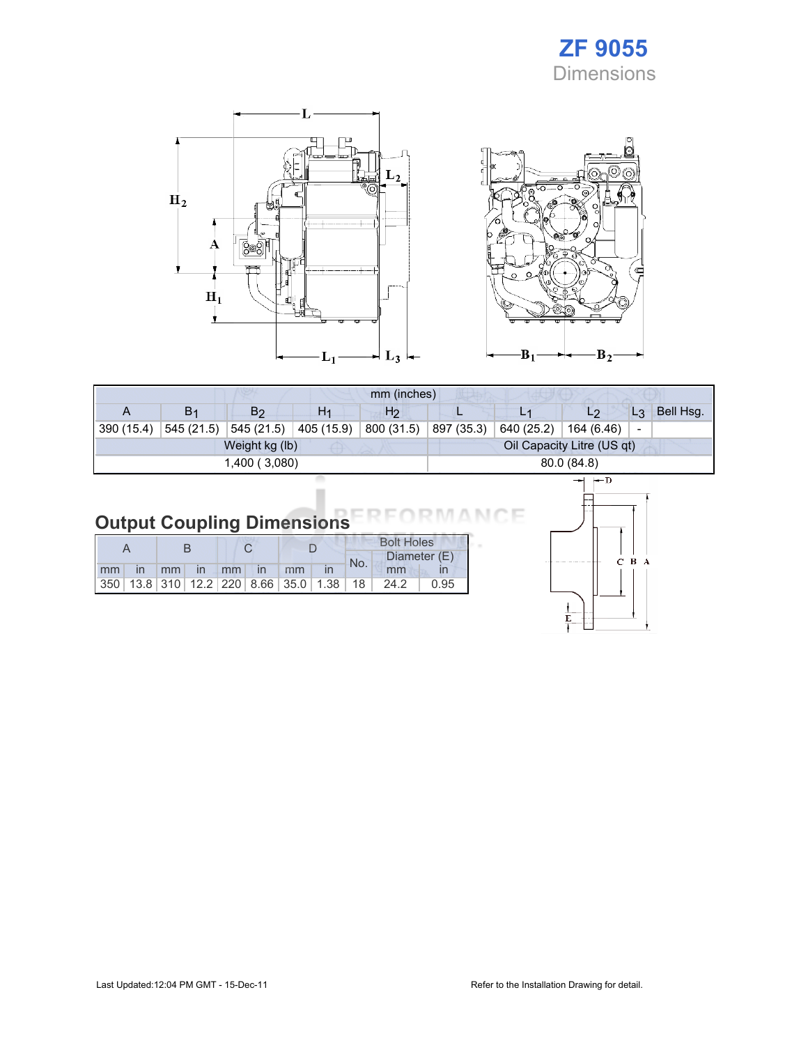# ZF 9055

## Dimensions

| mm (inches) | | | | | | | | | |
|---|---|---|---|---|---|---|---|---|---|
| A | $B_1$ | $B_2$ | $H_1$ | $H_2$ | L | $L_1$ | $L_2$ | $L_3$ | Bell Hsg. |
| 390 (15.4) | 545 (21.5) | 545 (21.5) | 405 (15.9) | 800 (31.5) | 897 (35.3) | 640 (25.2) | 164 (6.46) | - | |

| Weight kg (lb) | Oil Capacity Litre (US qt) |
|---|---|
| 1,400 ( 3,080) | 80.0 (84.8) |

## Output Coupling Dimensions

| A | | B | | C | | D | | Bolt Holes | | |
|---|---|---|---|---|---|---|---|---|---|---|
| | | | | | | | | No. | Diameter (E) | |
| mm | in | mm | in | mm | in | mm | in | | mm | in |
| 350 | 13.8 | 310 | 12.2 | 220 | 8.66 | 35.0 | 1.38 | 18 | 24.2 | 0.95 |

Last Updated:12:04 PM GMT - 15-Dec-11

Refer to the Installation Drawing for detail.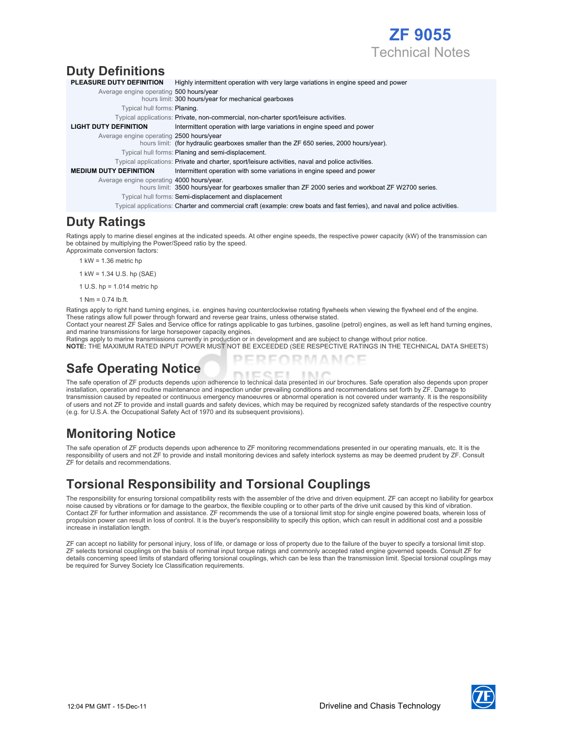# ZF 9055

Technical Notes

## Duty Definitions

| | |
|---|---|
| **PLEASURE DUTY DEFINITION** | Highly intermittent operation with very large variations in engine speed and power |
| Average engine operating hours limit: | 500 hours/year<br>300 hours/year for mechanical gearboxes |
| Typical hull forms: | Planing. |
| Typical applications: | Private, non-commercial, non-charter sport/leisure activities. |
| **LIGHT DUTY DEFINITION** | Intermittent operation with large variations in engine speed and power |
| Average engine operating hours limit: | 2500 hours/year<br>(for hydraulic gearboxes smaller than the ZF 650 series, 2000 hours/year). |
| Typical hull forms: | Planing and semi-displacement. |
| Typical applications: | Private and charter, sport/leisure activities, naval and police activities. |
| **MEDIUM DUTY DEFINITION** | Intermittent operation with some variations in engine speed and power |
| Average engine operating hours limit: | 4000 hours/year.<br>3500 hours/year for gearboxes smaller than ZF 2000 series and workboat ZF W2700 series. |
| Typical hull forms: | Semi-displacement and displacement |
| Typical applications: | Charter and commercial craft (example: crew boats and fast ferries), and naval and police activities. |

## Duty Ratings

Ratings apply to marine diesel engines at the indicated speeds. At other engine speeds, the respective power capacity (kW) of the transmission can be obtained by multiplying the Power/Speed ratio by the speed.
Approximate conversion factors:

1 kW = 1.36 metric hp

1 kW = 1.34 U.S. hp (SAE)

1 U.S. hp = 1.014 metric hp

1 Nm = 0.74 lb.ft.

Ratings apply to right hand turning engines, i.e. engines having counterclockwise rotating flywheels when viewing the flywheel end of the engine. These ratings allow full power through forward and reverse gear trains, unless otherwise stated.
Contact your nearest ZF Sales and Service office for ratings applicable to gas turbines, gasoline (petrol) engines, as well as left hand turning engines, and marine transmissions for large horsepower capacity engines.
Ratings apply to marine transmissions currently in production or in development and are subject to change without prior notice.
**NOTE:** THE MAXIMUM RATED INPUT POWER MUST NOT BE EXCEEDED (SEE RESPECTIVE RATINGS IN THE TECHNICAL DATA SHEETS)

## Safe Operating Notice

The safe operation of ZF products depends upon adherence to technical data presented in our brochures. Safe operation also depends upon proper installation, operation and routine maintenance and inspection under prevailing conditions and recommendations set forth by ZF. Damage to transmission caused by repeated or continuous emergency manoeuvres or abnormal operation is not covered under warranty. It is the responsibility of users and not ZF to provide and install guards and safety devices, which may be required by recognized safety standards of the respective country (e.g. for U.S.A. the Occupational Safety Act of 1970 and its subsequent provisions).

## Monitoring Notice

The safe operation of ZF products depends upon adherence to ZF monitoring recommendations presented in our operating manuals, etc. It is the responsibility of users and not ZF to provide and install monitoring devices and safety interlock systems as may be deemed prudent by ZF. Consult ZF for details and recommendations.

## Torsional Responsibility and Torsional Couplings

The responsibility for ensuring torsional compatibility rests with the assembler of the drive and driven equipment. ZF can accept no liability for gearbox noise caused by vibrations or for damage to the gearbox, the flexible coupling or to other parts of the drive unit caused by this kind of vibration. Contact ZF for further information and assistance. ZF recommends the use of a torsional limit stop for single engine powered boats, wherein loss of propulsion power can result in loss of control. It is the buyer's responsibility to specify this option, which can result in additional cost and a possible increase in installation length.

ZF can accept no liability for personal injury, loss of life, or damage or loss of property due to the failure of the buyer to specify a torsional limit stop. ZF selects torsional couplings on the basis of nominal input torque ratings and commonly accepted rated engine governed speeds. Consult ZF for details concerning speed limits of standard offering torsional couplings, which can be less than the transmission limit. Special torsional couplings may be required for Survey Society Ice Classification requirements.